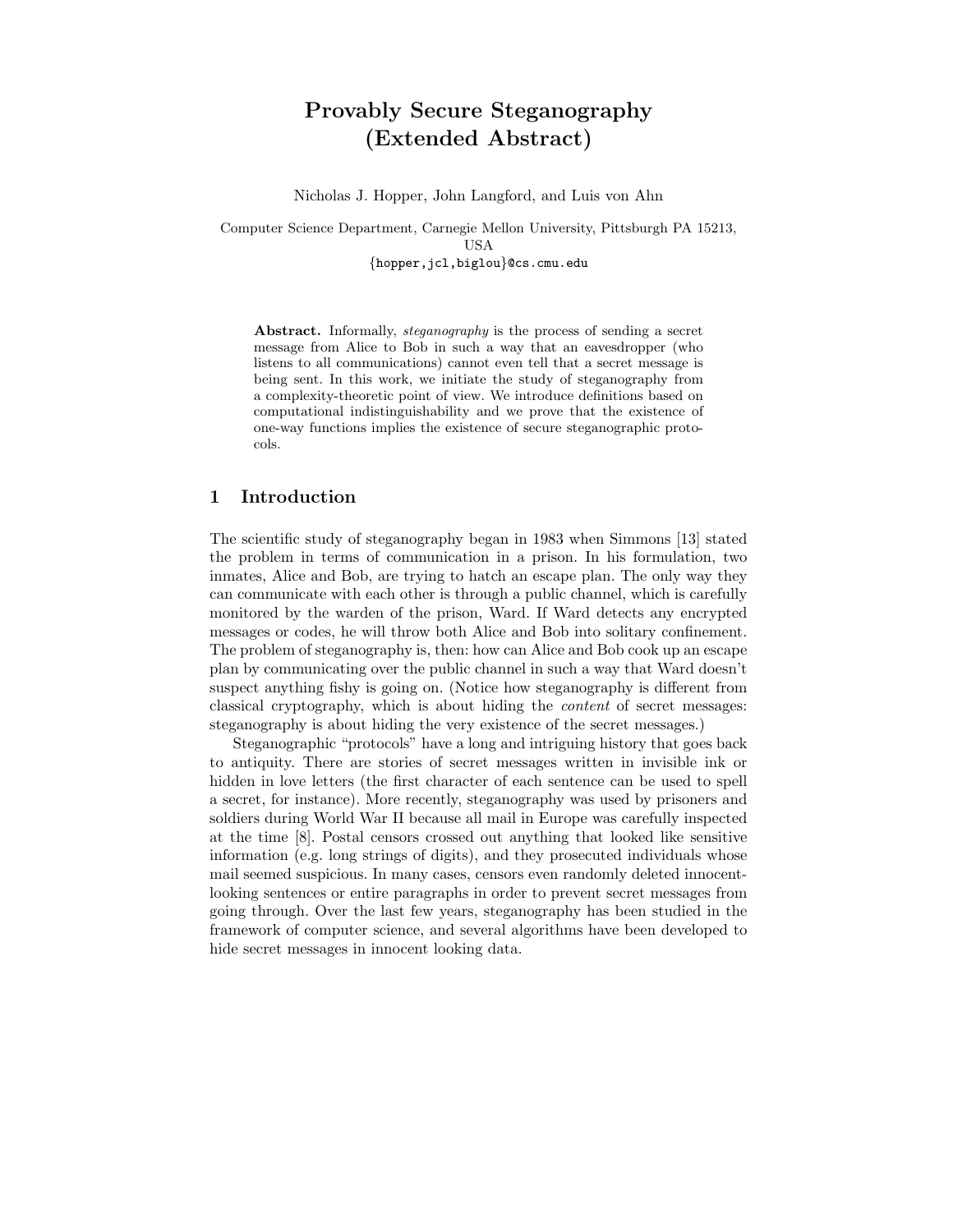# Provably Secure Steganography (Extended Abstract)

Nicholas J. Hopper, John Langford, and Luis von Ahn

Computer Science Department, Carnegie Mellon University, Pittsburgh PA 15213, USA
{hopper,jcl,biglou}@cs.cmu.edu

**Abstract.** Informally, *steganography* is the process of sending a secret message from Alice to Bob in such a way that an eavesdropper (who listens to all communications) cannot even tell that a secret message is being sent. In this work, we initiate the study of steganography from a complexity-theoretic point of view. We introduce definitions based on computational indistinguishability and we prove that the existence of one-way functions implies the existence of secure steganographic protocols.

## 1 Introduction

The scientific study of steganography began in 1983 when Simmons [13] stated the problem in terms of communication in a prison. In his formulation, two inmates, Alice and Bob, are trying to hatch an escape plan. The only way they can communicate with each other is through a public channel, which is carefully monitored by the warden of the prison, Ward. If Ward detects any encrypted messages or codes, he will throw both Alice and Bob into solitary confinement. The problem of steganography is, then: how can Alice and Bob cook up an escape plan by communicating over the public channel in such a way that Ward doesn't suspect anything fishy is going on. (Notice how steganography is different from classical cryptography, which is about hiding the *content* of secret messages: steganography is about hiding the very existence of the secret messages.)

Steganographic "protocols" have a long and intriguing history that goes back to antiquity. There are stories of secret messages written in invisible ink or hidden in love letters (the first character of each sentence can be used to spell a secret, for instance). More recently, steganography was used by prisoners and soldiers during World War II because all mail in Europe was carefully inspected at the time [8]. Postal censors crossed out anything that looked like sensitive information (e.g. long strings of digits), and they prosecuted individuals whose mail seemed suspicious. In many cases, censors even randomly deleted innocent-looking sentences or entire paragraphs in order to prevent secret messages from going through. Over the last few years, steganography has been studied in the framework of computer science, and several algorithms have been developed to hide secret messages in innocent looking data.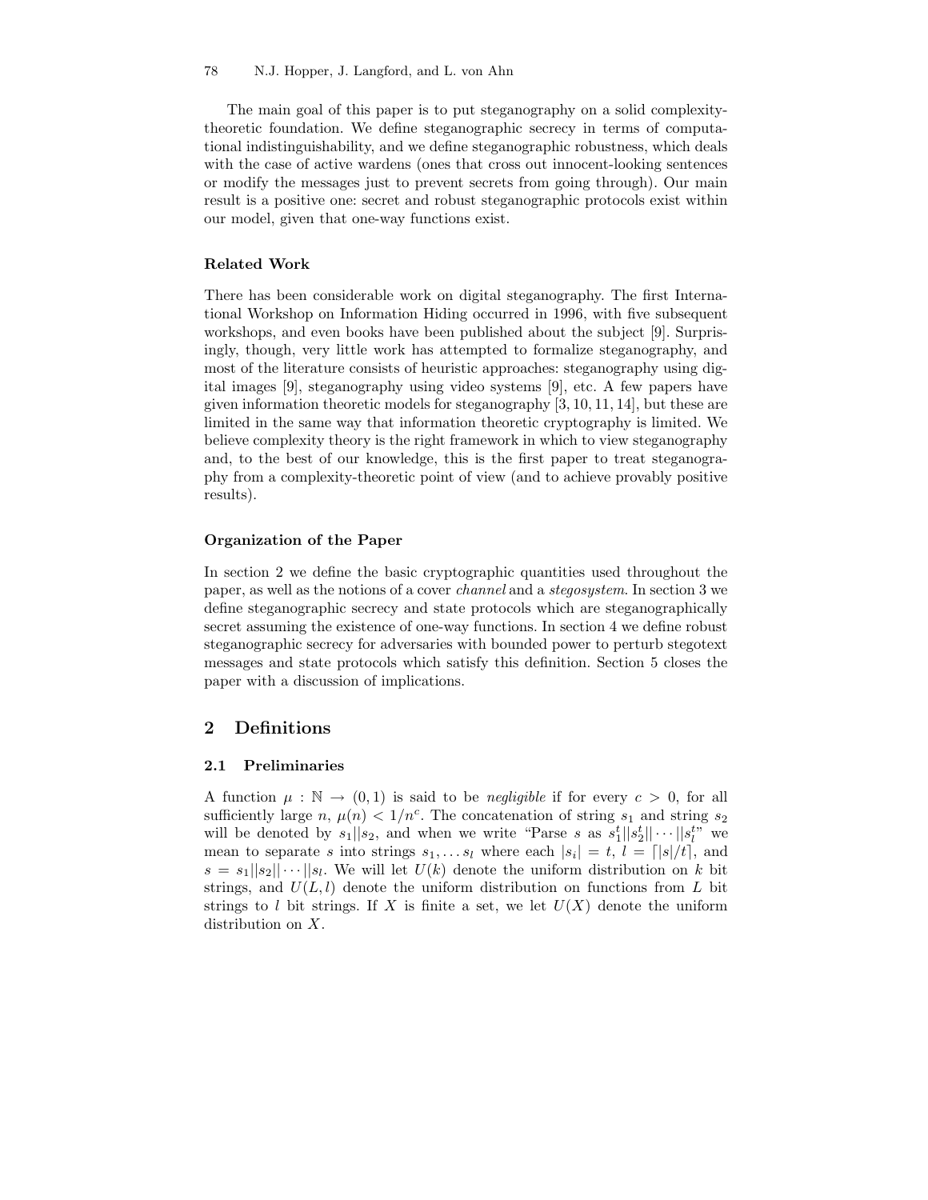The main goal of this paper is to put steganography on a solid complexity-theoretic foundation. We define steganographic secrecy in terms of computational indistinguishability, and we define steganographic robustness, which deals with the case of active wardens (ones that cross out innocent-looking sentences or modify the messages just to prevent secrets from going through). Our main result is a positive one: secret and robust steganographic protocols exist within our model, given that one-way functions exist.

### Related Work

There has been considerable work on digital steganography. The first International Workshop on Information Hiding occurred in 1996, with five subsequent workshops, and even books have been published about the subject [9]. Surprisingly, though, very little work has attempted to formalize steganography, and most of the literature consists of heuristic approaches: steganography using digital images [9], steganography using video systems [9], etc. A few papers have given information theoretic models for steganography [3, 10, 11, 14], but these are limited in the same way that information theoretic cryptography is limited. We believe complexity theory is the right framework in which to view steganography and, to the best of our knowledge, this is the first paper to treat steganography from a complexity-theoretic point of view (and to achieve provably positive results).

### Organization of the Paper

In section 2 we define the basic cryptographic quantities used throughout the paper, as well as the notions of a cover *channel* and a *stegosystem*. In section 3 we define steganographic secrecy and state protocols which are steganographically secret assuming the existence of one-way functions. In section 4 we define robust steganographic secrecy for adversaries with bounded power to perturb stegotext messages and state protocols which satisfy this definition. Section 5 closes the paper with a discussion of implications.

## 2 Definitions

### 2.1 Preliminaries

A function $\mu : \mathbb{N} \rightarrow (0, 1)$ is said to be *negligible* if for every $c > 0$, for all sufficiently large $n$, $\mu(n) < 1/n^c$. The concatenation of string $s_1$ and string $s_2$ will be denoted by $s_1||s_2$, and when we write "Parse $s$ as $s_1^t||s_2^t||\cdots||s_l^t$" we mean to separate $s$ into strings $s_1, \ldots s_l$ where each $|s_i| = t$, $l = \lceil |s|/t \rceil$, and $s = s_1||s_2||\cdots||s_l$. We will let $U(k)$ denote the uniform distribution on $k$ bit strings, and $U(L, l)$ denote the uniform distribution on functions from $L$ bit strings to $l$ bit strings. If $X$ is finite a set, we let $U(X)$ denote the uniform distribution on $X$.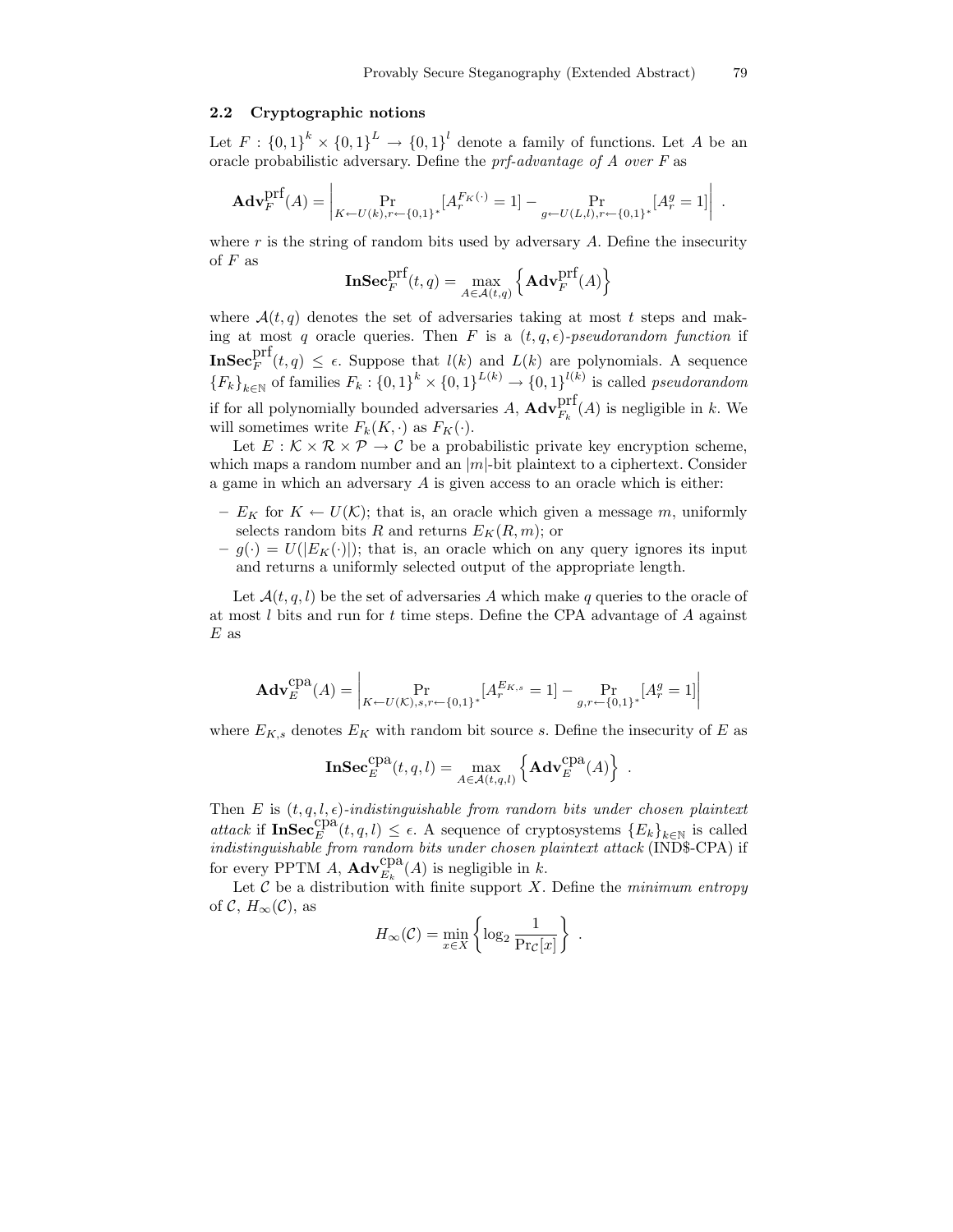### 2.2 Cryptographic notions

Let $F : \{0,1\}^k \times \{0,1\}^L \to \{0,1\}^l$ denote a family of functions. Let $A$ be an oracle probabilistic adversary. Define the *prf-advantage of A over F* as

$$\mathbf{Adv}_F^{\mathrm{prf}}(A) = \left| \Pr_{K \leftarrow U(k), r \leftarrow \{0,1\}^*}[A_r^{F_K(\cdot)} = 1] - \Pr_{g \leftarrow U(L,l), r \leftarrow \{0,1\}^*}[A_r^g = 1] \right| .$$

where $r$ is the string of random bits used by adversary $A$. Define the insecurity of $F$ as

$$\mathbf{InSec}_F^{\mathrm{prf}}(t,q) = \max_{A \in \mathcal{A}(t,q)} \left\{ \mathbf{Adv}_F^{\mathrm{prf}}(A) \right\}$$

where $\mathcal{A}(t,q)$ denotes the set of adversaries taking at most $t$ steps and making at most $q$ oracle queries. Then $F$ is a *$(t,q,\epsilon)$-pseudorandom function* if $\mathbf{InSec}_F^{\mathrm{prf}}(t,q) \le \epsilon$. Suppose that $l(k)$ and $L(k)$ are polynomials. A sequence $\{F_k\}_{k \in \mathbb{N}}$ of families $F_k : \{0,1\}^k \times \{0,1\}^{L(k)} \to \{0,1\}^{l(k)}$ is called *pseudorandom* if for all polynomially bounded adversaries $A$, $\mathbf{Adv}_{F_k}^{\mathrm{prf}}(A)$ is negligible in $k$. We will sometimes write $F_k(K,\cdot)$ as $F_K(\cdot)$.

Let $E : \mathcal{K} \times \mathcal{R} \times \mathcal{P} \to \mathcal{C}$ be a probabilistic private key encryption scheme, which maps a random number and an $|m|$-bit plaintext to a ciphertext. Consider a game in which an adversary $A$ is given access to an oracle which is either:

- $E_K$ for $K \leftarrow U(\mathcal{K})$; that is, an oracle which given a message $m$, uniformly selects random bits $R$ and returns $E_K(R,m)$; or
- $g(\cdot) = U(|E_K(\cdot)|)$; that is, an oracle which on any query ignores its input and returns a uniformly selected output of the appropriate length.

Let $\mathcal{A}(t,q,l)$ be the set of adversaries $A$ which make $q$ queries to the oracle of at most $l$ bits and run for $t$ time steps. Define the CPA advantage of $A$ against $E$ as

$$\mathbf{Adv}_E^{\mathrm{cpa}}(A) = \left| \Pr_{K \leftarrow U(\mathcal{K}), s, r \leftarrow \{0,1\}^*}[A_r^{E_{K,s}} = 1] - \Pr_{g, r \leftarrow \{0,1\}^*}[A_r^g = 1] \right|$$

where $E_{K,s}$ denotes $E_K$ with random bit source $s$. Define the insecurity of $E$ as

$$\mathbf{InSec}_E^{\mathrm{cpa}}(t,q,l) = \max_{A \in \mathcal{A}(t,q,l)} \left\{ \mathbf{Adv}_E^{\mathrm{cpa}}(A) \right\} .$$

Then $E$ is *$(t,q,l,\epsilon)$-indistinguishable from random bits under chosen plaintext attack* if $\mathbf{InSec}_E^{\mathrm{cpa}}(t,q,l) \le \epsilon$. A sequence of cryptosystems $\{E_k\}_{k \in \mathbb{N}}$ is called *indistinguishable from random bits under chosen plaintext attack* (IND\$-CPA) if for every PPTM $A$, $\mathbf{Adv}_{E_k}^{\mathrm{cpa}}(A)$ is negligible in $k$.

Let $\mathcal{C}$ be a distribution with finite support $X$. Define the *minimum entropy* of $\mathcal{C}$, $H_\infty(\mathcal{C})$, as

$$H_\infty(\mathcal{C}) = \min_{x \in X} \left\{ \log_2 \frac{1}{\Pr_{\mathcal{C}}[x]} \right\} .$$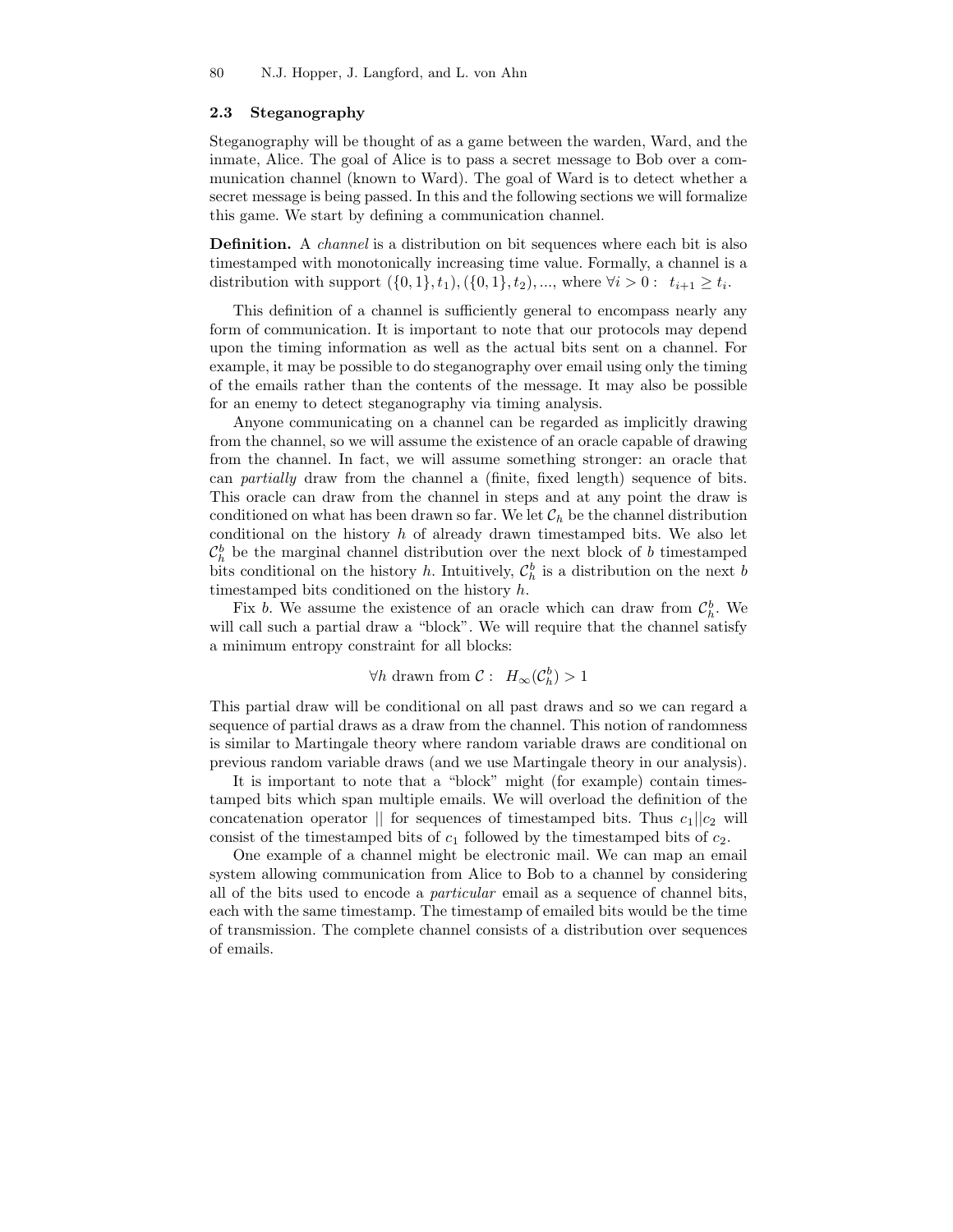### 2.3 Steganography

Steganography will be thought of as a game between the warden, Ward, and the inmate, Alice. The goal of Alice is to pass a secret message to Bob over a communication channel (known to Ward). The goal of Ward is to detect whether a secret message is being passed. In this and the following sections we will formalize this game. We start by defining a communication channel.

**Definition.** A *channel* is a distribution on bit sequences where each bit is also timestamped with monotonically increasing time value. Formally, a channel is a distribution with support $(\{0,1\}, t_1), (\{0,1\}, t_2), \ldots$, where $\forall i > 0 : \ t_{i+1} \geq t_i$.

This definition of a channel is sufficiently general to encompass nearly any form of communication. It is important to note that our protocols may depend upon the timing information as well as the actual bits sent on a channel. For example, it may be possible to do steganography over email using only the timing of the emails rather than the contents of the message. It may also be possible for an enemy to detect steganography via timing analysis.

Anyone communicating on a channel can be regarded as implicitly drawing from the channel, so we will assume the existence of an oracle capable of drawing from the channel. In fact, we will assume something stronger: an oracle that can *partially* draw from the channel a (finite, fixed length) sequence of bits. This oracle can draw from the channel in steps and at any point the draw is conditioned on what has been drawn so far. We let $\mathcal{C}_h$ be the channel distribution conditional on the history $h$ of already drawn timestamped bits. We also let $\mathcal{C}_h^b$ be the marginal channel distribution over the next block of $b$ timestamped bits conditional on the history $h$. Intuitively, $\mathcal{C}_h^b$ is a distribution on the next $b$ timestamped bits conditioned on the history $h$.

Fix $b$. We assume the existence of an oracle which can draw from $\mathcal{C}_h^b$. We will call such a partial draw a "block". We will require that the channel satisfy a minimum entropy constraint for all blocks:

$$\forall h \text{ drawn from } \mathcal{C} : \ H_\infty(\mathcal{C}_h^b) > 1$$

This partial draw will be conditional on all past draws and so we can regard a sequence of partial draws as a draw from the channel. This notion of randomness is similar to Martingale theory where random variable draws are conditional on previous random variable draws (and we use Martingale theory in our analysis).

It is important to note that a "block" might (for example) contain timestamped bits which span multiple emails. We will overload the definition of the concatenation operator $||$ for sequences of timestamped bits. Thus $c_1 || c_2$ will consist of the timestamped bits of $c_1$ followed by the timestamped bits of $c_2$.

One example of a channel might be electronic mail. We can map an email system allowing communication from Alice to Bob to a channel by considering all of the bits used to encode a *particular* email as a sequence of channel bits, each with the same timestamp. The timestamp of emailed bits would be the time of transmission. The complete channel consists of a distribution over sequences of emails.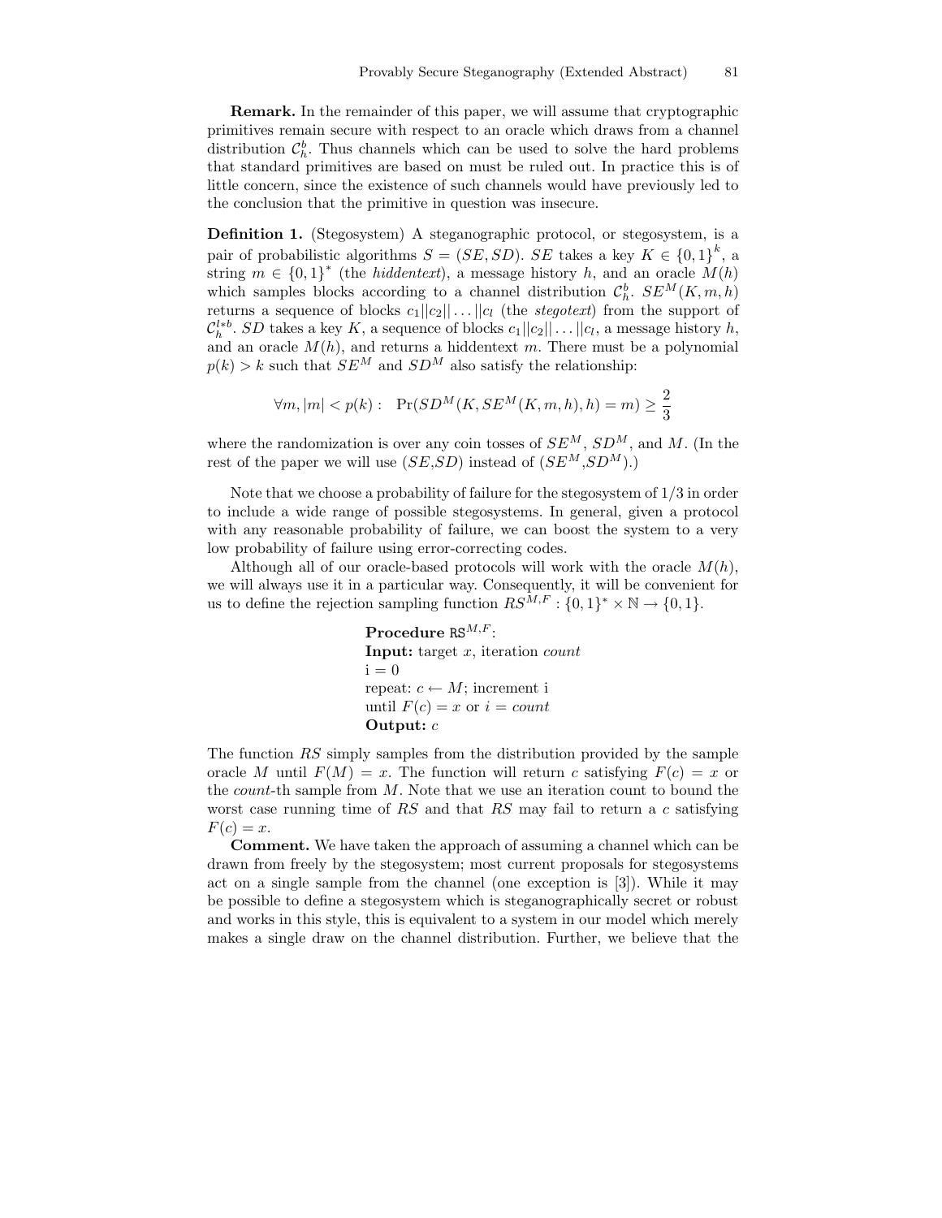**Remark.** In the remainder of this paper, we will assume that cryptographic primitives remain secure with respect to an oracle which draws from a channel distribution $\mathcal{C}_h^b$. Thus channels which can be used to solve the hard problems that standard primitives are based on must be ruled out. In practice this is of little concern, since the existence of such channels would have previously led to the conclusion that the primitive in question was insecure.

**Definition 1.** (Stegosystem) A steganographic protocol, or stegosystem, is a pair of probabilistic algorithms $S = (SE, SD)$. $SE$ takes a key $K \in \{0,1\}^k$, a string $m \in \{0,1\}^*$ (the *hiddentext*), a message history $h$, and an oracle $M(h)$ which samples blocks according to a channel distribution $\mathcal{C}_h^b$. $SE^M(K, m, h)$ returns a sequence of blocks $c_1||c_2|| \ldots ||c_l$ (the *stegotext*) from the support of $\mathcal{C}_h^{l*b}$. $SD$ takes a key $K$, a sequence of blocks $c_1||c_2|| \ldots ||c_l$, a message history $h$, and an oracle $M(h)$, and returns a hiddentext $m$. There must be a polynomial $p(k) > k$ such that $SE^M$ and $SD^M$ also satisfy the relationship:

$$\forall m, |m| < p(k) : \quad \Pr(SD^M(K, SE^M(K, m, h), h) = m) \geq \frac{2}{3}$$

where the randomization is over any coin tosses of $SE^M$, $SD^M$, and $M$. (In the rest of the paper we will use $(SE, SD)$ instead of $(SE^M, SD^M)$.)

Note that we choose a probability of failure for the stegosystem of 1/3 in order to include a wide range of possible stegosystems. In general, given a protocol with any reasonable probability of failure, we can boost the system to a very low probability of failure using error-correcting codes.

Although all of our oracle-based protocols will work with the oracle $M(h)$, we will always use it in a particular way. Consequently, it will be convenient for us to define the rejection sampling function $RS^{M,F} : \{0,1\}^* \times \mathbb{N} \to \{0,1\}$.

**Procedure** $\mathtt{RS}^{M,F}$:
**Input:** target $x$, iteration *count*
i = 0
repeat: $c \leftarrow M$; increment i
until $F(c) = x$ or $i = count$
**Output:** $c$

The function $RS$ simply samples from the distribution provided by the sample oracle $M$ until $F(M) = x$. The function will return $c$ satisfying $F(c) = x$ or the *count*-th sample from $M$. Note that we use an iteration count to bound the worst case running time of $RS$ and that $RS$ may fail to return a $c$ satisfying $F(c) = x$.

**Comment.** We have taken the approach of assuming a channel which can be drawn from freely by the stegosystem; most current proposals for stegosystems act on a single sample from the channel (one exception is [3]). While it may be possible to define a stegosystem which is steganographically secret or robust and works in this style, this is equivalent to a system in our model which merely makes a single draw on the channel distribution. Further, we believe that the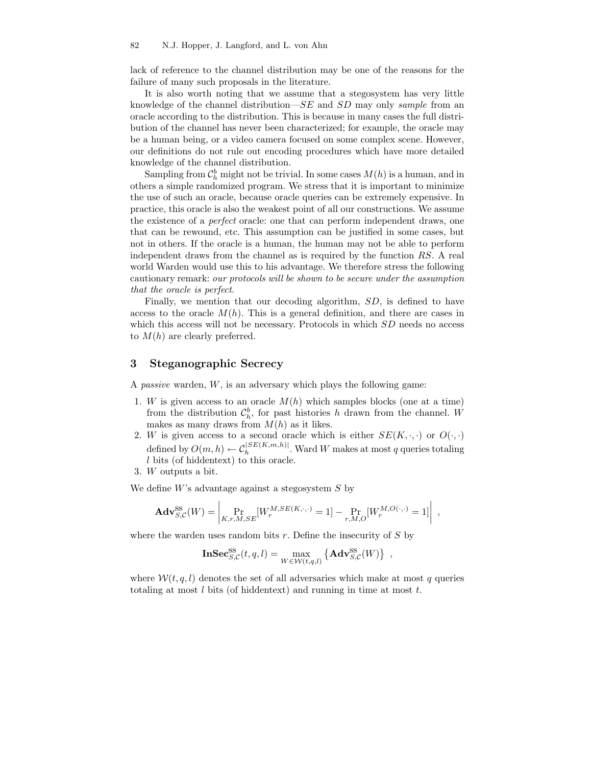lack of reference to the channel distribution may be one of the reasons for the failure of many such proposals in the literature.

It is also worth noting that we assume that a stegosystem has very little knowledge of the channel distribution—$SE$ and $SD$ may only *sample* from an oracle according to the distribution. This is because in many cases the full distribution of the channel has never been characterized; for example, the oracle may be a human being, or a video camera focused on some complex scene. However, our definitions do not rule out encoding procedures which have more detailed knowledge of the channel distribution.

Sampling from $\mathcal{C}_h^b$ might not be trivial. In some cases $M(h)$ is a human, and in others a simple randomized program. We stress that it is important to minimize the use of such an oracle, because oracle queries can be extremely expensive. In practice, this oracle is also the weakest point of all our constructions. We assume the existence of a *perfect* oracle: one that can perform independent draws, one that can be rewound, etc. This assumption can be justified in some cases, but not in others. If the oracle is a human, the human may not be able to perform independent draws from the channel as is required by the function $RS$. A real world Warden would use this to his advantage. We therefore stress the following cautionary remark: *our protocols will be shown to be secure under the assumption that the oracle is perfect*.

Finally, we mention that our decoding algorithm, $SD$, is defined to have access to the oracle $M(h)$. This is a general definition, and there are cases in which this access will not be necessary. Protocols in which $SD$ needs no access to $M(h)$ are clearly preferred.

## 3 Steganographic Secrecy

A *passive* warden, $W$, is an adversary which plays the following game:

1. $W$ is given access to an oracle $M(h)$ which samples blocks (one at a time) from the distribution $\mathcal{C}_h^b$, for past histories $h$ drawn from the channel. $W$ makes as many draws from $M(h)$ as it likes.
2. $W$ is given access to a second oracle which is either $SE(K,\cdot,\cdot)$ or $O(\cdot,\cdot)$ defined by $O(m,h) \leftarrow \mathcal{C}_h^{|SE(K,m,h)|}$. Ward $W$ makes at most $q$ queries totaling $l$ bits (of hiddentext) to this oracle.
3. $W$ outputs a bit.

We define $W$'s advantage against a stegosystem $S$ by

$$\mathbf{Adv}^{\text{SS}}_{S,\mathcal{C}}(W) = \left| \Pr_{K,r,M,SE}[W_r^{M,SE(K,\cdot,\cdot)} = 1] - \Pr_{r,M,O}[W_r^{M,O(\cdot,\cdot)} = 1] \right| \ ,$$

where the warden uses random bits $r$. Define the insecurity of $S$ by

$$\mathbf{InSec}^{\text{SS}}_{S,\mathcal{C}}(t,q,l) = \max_{W \in \mathcal{W}(t,q,l)} \left\{ \mathbf{Adv}^{\text{SS}}_{S,\mathcal{C}}(W) \right\} \ ,$$

where $\mathcal{W}(t,q,l)$ denotes the set of all adversaries which make at most $q$ queries totaling at most $l$ bits (of hiddentext) and running in time at most $t$.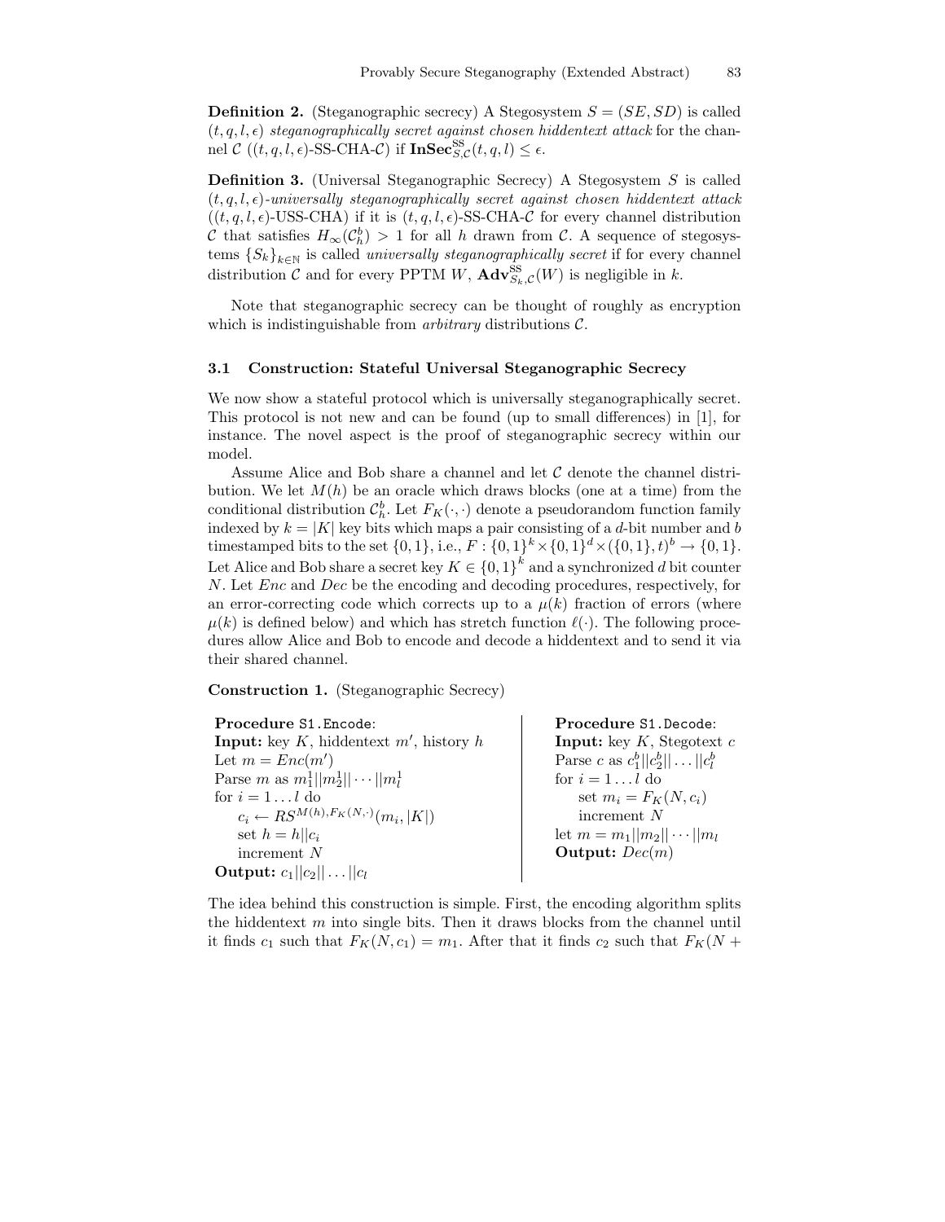**Definition 2.** (Steganographic secrecy) A Stegosystem $S = (SE, SD)$ is called $(t, q, l, \epsilon)$ *steganographically secret against chosen hiddentext attack* for the channel $\mathcal{C}$ ($(t, q, l, \epsilon)$-SS-CHA-$\mathcal{C}$) if $\mathbf{InSec}^{\text{SS}}_{S,\mathcal{C}}(t, q, l) \leq \epsilon$.

**Definition 3.** (Universal Steganographic Secrecy) A Stegosystem $S$ is called $(t, q, l, \epsilon)$*-universally steganographically secret against chosen hiddentext attack* ($(t, q, l, \epsilon)$-USS-CHA) if it is $(t, q, l, \epsilon)$-SS-CHA-$\mathcal{C}$ for every channel distribution $\mathcal{C}$ that satisfies $H_\infty(\mathcal{C}^b_h) > 1$ for all $h$ drawn from $\mathcal{C}$. A sequence of stegosystems $\{S_k\}_{k\in\mathbb{N}}$ is called *universally steganographically secret* if for every channel distribution $\mathcal{C}$ and for every PPTM $W$, $\mathbf{Adv}^{\text{SS}}_{S_k,\mathcal{C}}(W)$ is negligible in $k$.

Note that steganographic secrecy can be thought of roughly as encryption which is indistinguishable from *arbitrary* distributions $\mathcal{C}$.

### 3.1 Construction: Stateful Universal Steganographic Secrecy

We now show a stateful protocol which is universally steganographically secret. This protocol is not new and can be found (up to small differences) in [1], for instance. The novel aspect is the proof of steganographic secrecy within our model.

Assume Alice and Bob share a channel and let $\mathcal{C}$ denote the channel distribution. We let $M(h)$ be an oracle which draws blocks (one at a time) from the conditional distribution $\mathcal{C}^b_h$. Let $F_K(\cdot,\cdot)$ denote a pseudorandom function family indexed by $k = |K|$ key bits which maps a pair consisting of a $d$-bit number and $b$ timestamped bits to the set $\{0,1\}$, i.e., $F : \{0,1\}^k \times \{0,1\}^d \times (\{0,1\}, t)^b \rightarrow \{0,1\}$. Let Alice and Bob share a secret key $K \in \{0,1\}^k$ and a synchronized $d$ bit counter $N$. Let *Enc* and *Dec* be the encoding and decoding procedures, respectively, for an error-correcting code which corrects up to a $\mu(k)$ fraction of errors (where $\mu(k)$ is defined below) and which has stretch function $\ell(\cdot)$. The following procedures allow Alice and Bob to encode and decode a hiddentext and to send it via their shared channel.

**Construction 1.** (Steganographic Secrecy)

**Procedure** `S1.Encode`:
**Input:** key $K$, hiddentext $m'$, history $h$
Let $m = Enc(m')$
Parse $m$ as $m^1_1||m^1_2||\cdots||m^1_l$
for $i = 1 \ldots l$ do
  $c_i \leftarrow RS^{M(h),F_K(N,\cdot)}(m_i, |K|)$
  set $h = h||c_i$
  increment $N$
**Output:** $c_1||c_2||\ldots||c_l$

**Procedure** `S1.Decode`:
**Input:** key $K$, Stegotext $c$
Parse $c$ as $c^b_1||c^b_2||\ldots||c^b_l$
for $i = 1 \ldots l$ do
  set $m_i = F_K(N, c_i)$
  increment $N$
let $m = m_1||m_2||\cdots||m_l$
**Output:** $Dec(m)$

The idea behind this construction is simple. First, the encoding algorithm splits the hiddentext $m$ into single bits. Then it draws blocks from the channel until it finds $c_1$ such that $F_K(N, c_1) = m_1$. After that it finds $c_2$ such that $F_K(N +$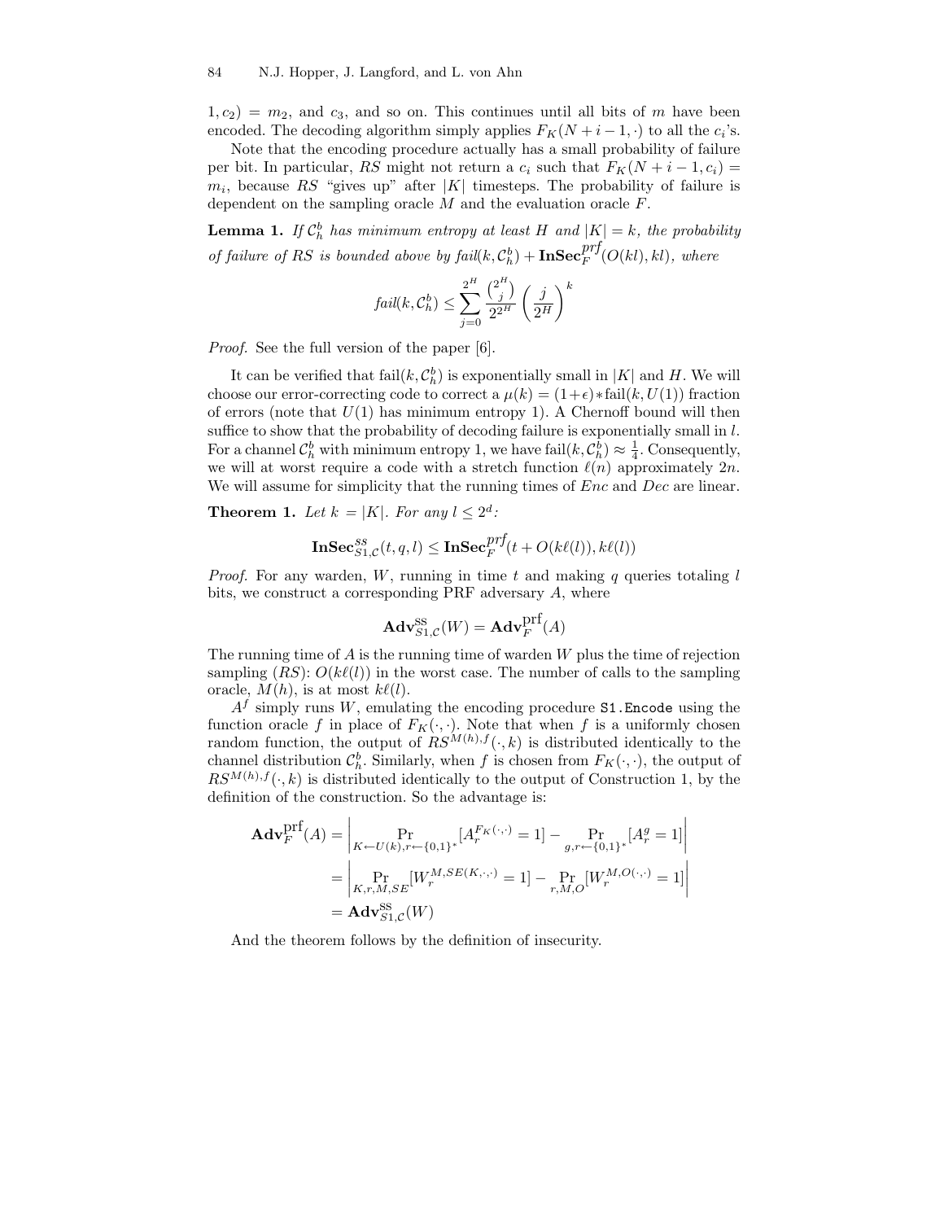$1, c_2) = m_2$, and $c_3$, and so on. This continues until all bits of $m$ have been encoded. The decoding algorithm simply applies $F_K(N+i-1, \cdot)$ to all the $c_i$'s.

Note that the encoding procedure actually has a small probability of failure per bit. In particular, $RS$ might not return a $c_i$ such that $F_K(N+i-1, c_i) = m_i$, because $RS$ "gives up" after $|K|$ timesteps. The probability of failure is dependent on the sampling oracle $M$ and the evaluation oracle $F$.

**Lemma 1.** *If $\mathcal{C}_h^b$ has minimum entropy at least $H$ and $|K| = k$, the probability of failure of $RS$ is bounded above by $fail(k, \mathcal{C}_h^b) + \mathbf{InSec}_F^{prf}(O(kl), kl)$, where*

$$fail(k, \mathcal{C}_h^b) \leq \sum_{j=0}^{2^H} \frac{\binom{2^H}{j}}{2^{2^H}} \left(\frac{j}{2^H}\right)^k$$

*Proof.* See the full version of the paper [6].

It can be verified that $\text{fail}(k, \mathcal{C}_h^b)$ is exponentially small in $|K|$ and $H$. We will choose our error-correcting code to correct a $\mu(k) = (1+\epsilon) * \text{fail}(k, U(1))$ fraction of errors (note that $U(1)$ has minimum entropy 1). A Chernoff bound will then suffice to show that the probability of decoding failure is exponentially small in $l$. For a channel $\mathcal{C}_h^b$ with minimum entropy 1, we have $\text{fail}(k, \mathcal{C}_h^b) \approx \frac{1}{4}$. Consequently, we will at worst require a code with a stretch function $\ell(n)$ approximately $2n$. We will assume for simplicity that the running times of $Enc$ and $Dec$ are linear.

**Theorem 1.** *Let $k = |K|$. For any $l \leq 2^d$:*

$$\mathbf{InSec}_{S1,\mathcal{C}}^{ss}(t, q, l) \leq \mathbf{InSec}_F^{prf}(t + O(k\ell(l)), k\ell(l))$$

*Proof.* For any warden, $W$, running in time $t$ and making $q$ queries totaling $l$ bits, we construct a corresponding PRF adversary $A$, where

$$\mathbf{Adv}_{S1,\mathcal{C}}^{\text{ss}}(W) = \mathbf{Adv}_F^{\text{prf}}(A)$$

The running time of $A$ is the running time of warden $W$ plus the time of rejection sampling ($RS$): $O(k\ell(l))$ in the worst case. The number of calls to the sampling oracle, $M(h)$, is at most $k\ell(l)$.

$A^f$ simply runs $W$, emulating the encoding procedure `S1.Encode` using the function oracle $f$ in place of $F_K(\cdot, \cdot)$. Note that when $f$ is a uniformly chosen random function, the output of $RS^{M(h),f}(\cdot, k)$ is distributed identically to the channel distribution $\mathcal{C}_h^b$. Similarly, when $f$ is chosen from $F_K(\cdot, \cdot)$, the output of $RS^{M(h),f}(\cdot, k)$ is distributed identically to the output of Construction 1, by the definition of the construction. So the advantage is:

$$\begin{aligned}
\mathbf{Adv}_F^{\text{prf}}(A) &= \left| \Pr_{K \leftarrow U(k), r \leftarrow \{0,1\}^*}[A_r^{F_K(\cdot,\cdot)} = 1] - \Pr_{g, r \leftarrow \{0,1\}^*}[A_r^g = 1] \right| \\
&= \left| \Pr_{K,r,M,SE}[W_r^{M,SE(K,\cdot,\cdot)} = 1] - \Pr_{r,M,O}[W_r^{M,O(\cdot,\cdot)} = 1] \right| \\
&= \mathbf{Adv}_{S1,\mathcal{C}}^{\text{ss}}(W)
\end{aligned}$$

And the theorem follows by the definition of insecurity.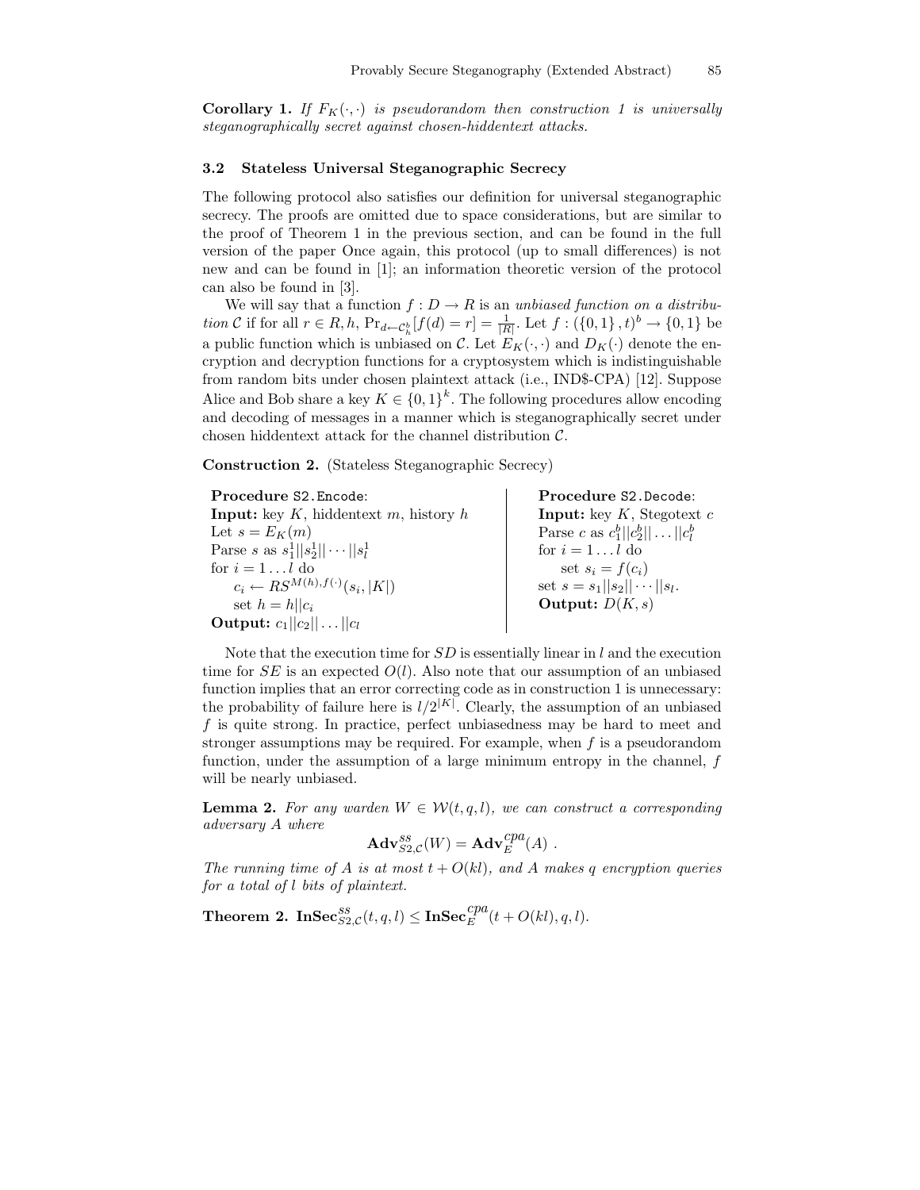**Corollary 1.** *If $F_K(\cdot,\cdot)$ is pseudorandom then construction 1 is universally steganographically secret against chosen-hiddentext attacks.*

### 3.2 Stateless Universal Steganographic Secrecy

The following protocol also satisfies our definition for universal steganographic secrecy. The proofs are omitted due to space considerations, but are similar to the proof of Theorem 1 in the previous section, and can be found in the full version of the paper Once again, this protocol (up to small differences) is not new and can be found in [1]; an information theoretic version of the protocol can also be found in [3].

We will say that a function $f : D \to R$ is an *unbiased function on a distribution* $\mathcal{C}$ if for all $r \in R, h$, $\Pr_{d \leftarrow \mathcal{C}_h^b}[f(d) = r] = \frac{1}{|R|}$. Let $f : (\{0,1\}, t)^b \to \{0,1\}$ be a public function which is unbiased on $\mathcal{C}$. Let $E_K(\cdot,\cdot)$ and $D_K(\cdot)$ denote the encryption and decryption functions for a cryptosystem which is indistinguishable from random bits under chosen plaintext attack (i.e., IND\$-CPA) [12]. Suppose Alice and Bob share a key $K \in \{0,1\}^k$. The following procedures allow encoding and decoding of messages in a manner which is steganographically secret under chosen hiddentext attack for the channel distribution $\mathcal{C}$.

**Construction 2.** (Stateless Steganographic Secrecy)

**Procedure** `S2.Encode`:
**Input:** key $K$, hiddentext $m$, history $h$
Let $s = E_K(m)$
Parse $s$ as $s_1^1||s_2^1||\cdots||s_l^1$
for $i = 1 \ldots l$ do
  $c_i \leftarrow RS^{M(h),f(\cdot)}(s_i, |K|)$
  set $h = h||c_i$
**Output:** $c_1||c_2||\ldots||c_l$

**Procedure** `S2.Decode`:
**Input:** key $K$, Stegotext $c$
Parse $c$ as $c_1^b||c_2^b||\ldots||c_l^b$
for $i = 1 \ldots l$ do
  set $s_i = f(c_i)$
set $s = s_1||s_2||\cdots||s_l$.
**Output:** $D(K, s)$

Note that the execution time for $SD$ is essentially linear in $l$ and the execution time for $SE$ is an expected $O(l)$. Also note that our assumption of an unbiased function implies that an error correcting code as in construction 1 is unnecessary: the probability of failure here is $l/2^{|K|}$. Clearly, the assumption of an unbiased $f$ is quite strong. In practice, perfect unbiasedness may be hard to meet and stronger assumptions may be required. For example, when $f$ is a pseudorandom function, under the assumption of a large minimum entropy in the channel, $f$ will be nearly unbiased.

**Lemma 2.** *For any warden $W \in \mathcal{W}(t, q, l)$, we can construct a corresponding adversary $A$ where*

$$\mathbf{Adv}^{ss}_{S2,\mathcal{C}}(W) = \mathbf{Adv}^{cpa}_{E}(A) \ .$$

*The running time of $A$ is at most $t + O(kl)$, and $A$ makes $q$ encryption queries for a total of $l$ bits of plaintext.*

**Theorem 2.** $\mathbf{InSec}^{ss}_{S2,\mathcal{C}}(t, q, l) \leq \mathbf{InSec}^{cpa}_{E}(t + O(kl), q, l)$.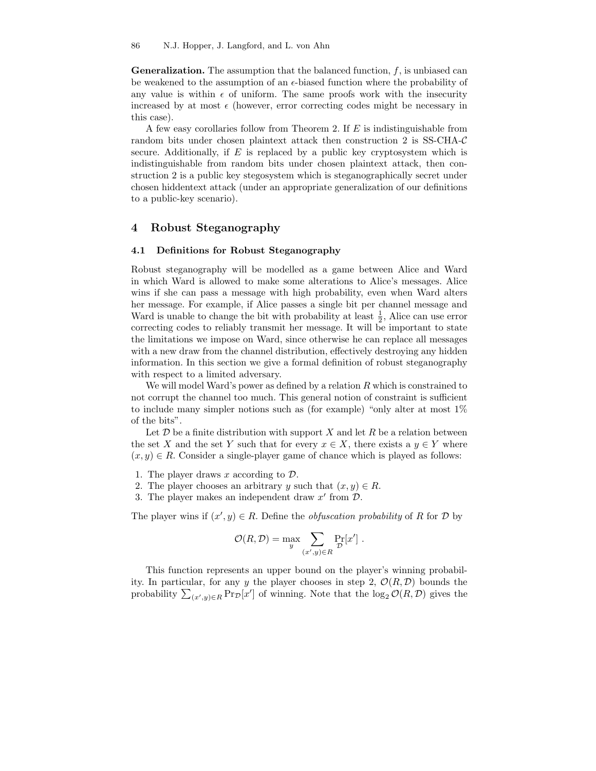**Generalization.** The assumption that the balanced function, $f$, is unbiased can be weakened to the assumption of an $\epsilon$-biased function where the probability of any value is within $\epsilon$ of uniform. The same proofs work with the insecurity increased by at most $\epsilon$ (however, error correcting codes might be necessary in this case).

A few easy corollaries follow from Theorem 2. If $E$ is indistinguishable from random bits under chosen plaintext attack then construction 2 is SS-CHA-$\mathcal{C}$ secure. Additionally, if $E$ is replaced by a public key cryptosystem which is indistinguishable from random bits under chosen plaintext attack, then construction 2 is a public key stegosystem which is steganographically secret under chosen hiddentext attack (under an appropriate generalization of our definitions to a public-key scenario).

## 4 Robust Steganography

### 4.1 Definitions for Robust Steganography

Robust steganography will be modelled as a game between Alice and Ward in which Ward is allowed to make some alterations to Alice's messages. Alice wins if she can pass a message with high probability, even when Ward alters her message. For example, if Alice passes a single bit per channel message and Ward is unable to change the bit with probability at least $\frac{1}{2}$, Alice can use error correcting codes to reliably transmit her message. It will be important to state the limitations we impose on Ward, since otherwise he can replace all messages with a new draw from the channel distribution, effectively destroying any hidden information. In this section we give a formal definition of robust steganography with respect to a limited adversary.

We will model Ward's power as defined by a relation $R$ which is constrained to not corrupt the channel too much. This general notion of constraint is sufficient to include many simpler notions such as (for example) "only alter at most 1% of the bits".

Let $\mathcal{D}$ be a finite distribution with support $X$ and let $R$ be a relation between the set $X$ and the set $Y$ such that for every $x \in X$, there exists a $y \in Y$ where $(x, y) \in R$. Consider a single-player game of chance which is played as follows:

1. The player draws $x$ according to $\mathcal{D}$.
2. The player chooses an arbitrary $y$ such that $(x, y) \in R$.
3. The player makes an independent draw $x'$ from $\mathcal{D}$.

The player wins if $(x', y) \in R$. Define the *obfuscation probability* of $R$ for $\mathcal{D}$ by

$$\mathcal{O}(R, \mathcal{D}) = \max_{y} \sum_{(x',y) \in R} \Pr_{\mathcal{D}}[x'] \ .$$

This function represents an upper bound on the player's winning probability. In particular, for any $y$ the player chooses in step 2, $\mathcal{O}(R, \mathcal{D})$ bounds the probability $\sum_{(x',y) \in R} \Pr_{\mathcal{D}}[x']$ of winning. Note that the $\log_2 \mathcal{O}(R, \mathcal{D})$ gives the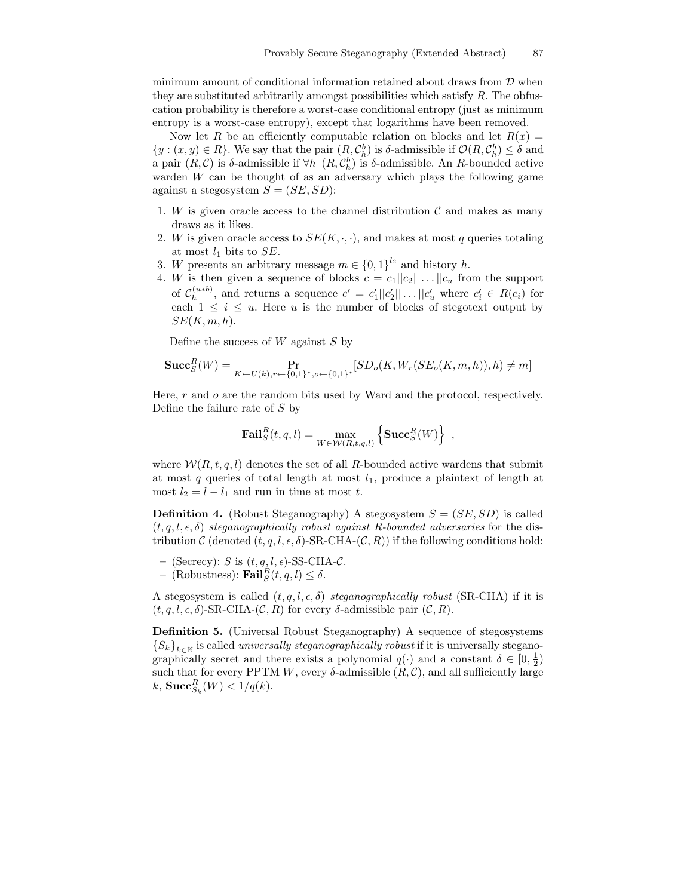minimum amount of conditional information retained about draws from $\mathcal{D}$ when they are substituted arbitrarily amongst possibilities which satisfy $R$. The obfuscation probability is therefore a worst-case conditional entropy (just as minimum entropy is a worst-case entropy), except that logarithms have been removed.

Now let $R$ be an efficiently computable relation on blocks and let $R(x) = \{y : (x, y) \in R\}$. We say that the pair $(R, \mathcal{C}_h^b)$ is $\delta$-admissible if $\mathcal{O}(R, \mathcal{C}_h^b) \leq \delta$ and a pair $(R, \mathcal{C})$ is $\delta$-admissible if $\forall h \;\; (R, \mathcal{C}_h^b)$ is $\delta$-admissible. An $R$-bounded active warden $W$ can be thought of as an adversary which plays the following game against a stegosystem $S = (SE, SD)$:

1. $W$ is given oracle access to the channel distribution $\mathcal{C}$ and makes as many draws as it likes.
2. $W$ is given oracle access to $SE(K, \cdot, \cdot)$, and makes at most $q$ queries totaling at most $l_1$ bits to $SE$.
3. $W$ presents an arbitrary message $m \in \{0,1\}^{l_2}$ and history $h$.
4. $W$ is then given a sequence of blocks $c = c_1 || c_2 || \ldots || c_u$ from the support of $\mathcal{C}_h^{(u*b)}$, and returns a sequence $c' = c'_1 || c'_2 || \ldots || c'_u$ where $c'_i \in R(c_i)$ for each $1 \leq i \leq u$. Here $u$ is the number of blocks of stegotext output by $SE(K, m, h)$.

Define the success of $W$ against $S$ by

$$\mathbf{Succ}_S^R(W) = \Pr_{K \leftarrow U(k), r \leftarrow \{0,1\}^*, o \leftarrow \{0,1\}^*}[SD_o(K, W_r(SE_o(K, m, h)), h) \neq m]$$

Here, $r$ and $o$ are the random bits used by Ward and the protocol, respectively. Define the failure rate of $S$ by

$$\mathbf{Fail}_S^R(t, q, l) = \max_{W \in \mathcal{W}(R,t,q,l)} \left\{ \mathbf{Succ}_S^R(W) \right\} \;,$$

where $\mathcal{W}(R, t, q, l)$ denotes the set of all $R$-bounded active wardens that submit at most $q$ queries of total length at most $l_1$, produce a plaintext of length at most $l_2 = l - l_1$ and run in time at most $t$.

**Definition 4.** (Robust Steganography) A stegosystem $S = (SE, SD)$ is called $(t, q, l, \epsilon, \delta)$ *steganographically robust against $R$-bounded adversaries* for the distribution $\mathcal{C}$ (denoted $(t, q, l, \epsilon, \delta)$-SR-CHA-$(\mathcal{C}, R)$) if the following conditions hold:

- (Secrecy): $S$ is $(t, q, l, \epsilon)$-SS-CHA-$\mathcal{C}$.
- (Robustness): $\mathbf{Fail}_S^R(t, q, l) \leq \delta$.

A stegosystem is called $(t, q, l, \epsilon, \delta)$ *steganographically robust* (SR-CHA) if it is $(t, q, l, \epsilon, \delta)$-SR-CHA-$(\mathcal{C}, R)$ for every $\delta$-admissible pair $(\mathcal{C}, R)$.

**Definition 5.** (Universal Robust Steganography) A sequence of stegosystems $\{S_k\}_{k \in \mathbb{N}}$ is called *universally steganographically robust* if it is universally steganographically secret and there exists a polynomial $q(\cdot)$ and a constant $\delta \in [0, \frac{1}{2})$ such that for every PPTM $W$, every $\delta$-admissible $(R, \mathcal{C})$, and all sufficiently large $k$, $\mathbf{Succ}_{S_k}^R(W) < 1/q(k)$.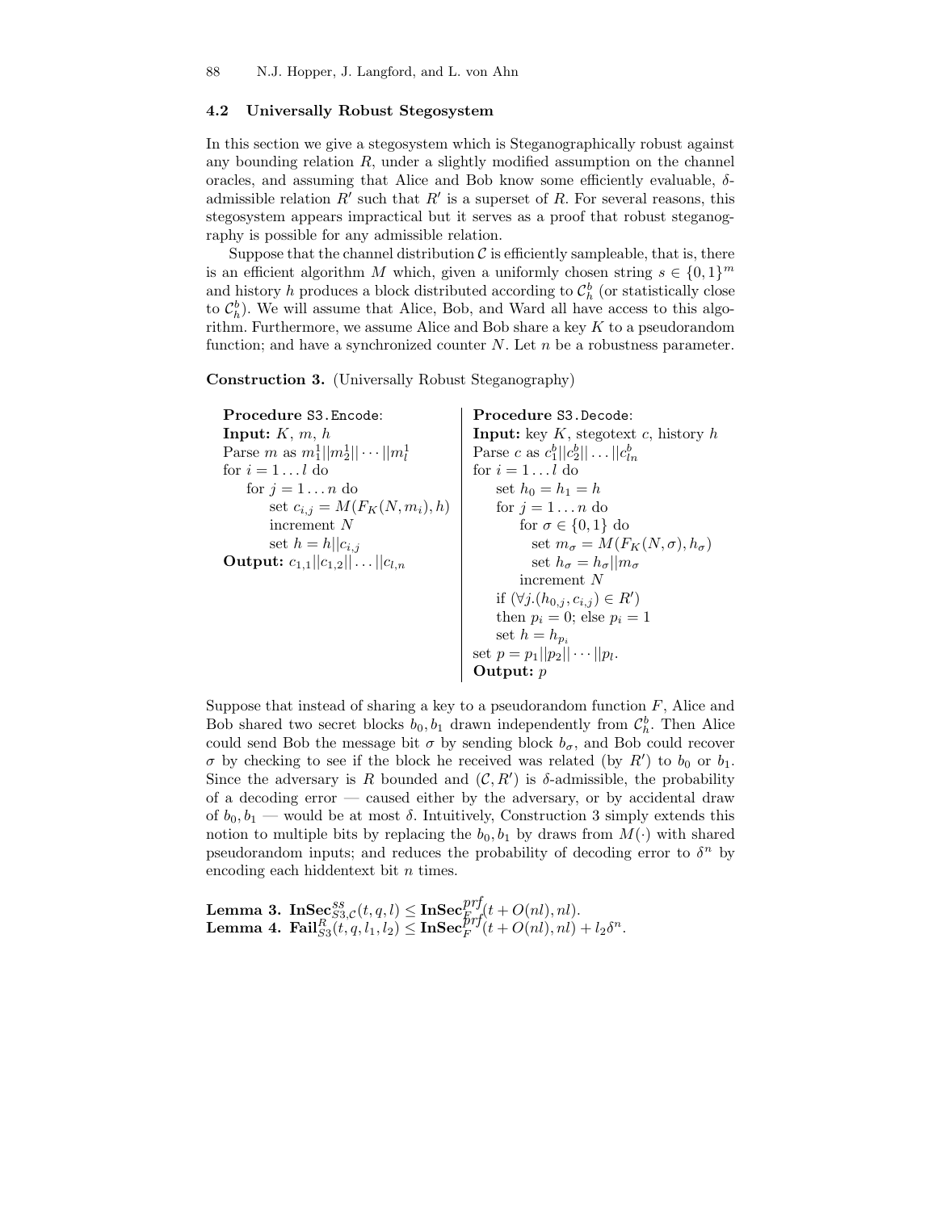### 4.2 Universally Robust Stegosystem

In this section we give a stegosystem which is Steganographically robust against any bounding relation $R$, under a slightly modified assumption on the channel oracles, and assuming that Alice and Bob know some efficiently evaluable, $\delta$-admissible relation $R'$ such that $R'$ is a superset of $R$. For several reasons, this stegosystem appears impractical but it serves as a proof that robust steganography is possible for any admissible relation.

Suppose that the channel distribution $\mathcal{C}$ is efficiently sampleable, that is, there is an efficient algorithm $M$ which, given a uniformly chosen string $s \in \{0,1\}^m$ and history $h$ produces a block distributed according to $\mathcal{C}_h^b$ (or statistically close to $\mathcal{C}_h^b$). We will assume that Alice, Bob, and Ward all have access to this algorithm. Furthermore, we assume Alice and Bob share a key $K$ to a pseudorandom function; and have a synchronized counter $N$. Let $n$ be a robustness parameter.

**Construction 3.** (Universally Robust Steganography)

**Procedure** S3.Encode:
**Input:** $K$, $m$, $h$
Parse $m$ as $m_1^1||m_2^1||\cdots||m_l^1$
for $i = 1 \ldots l$ do
  for $j = 1 \ldots n$ do
    set $c_{i,j} = M(F_K(N, m_i), h)$
    increment $N$
    set $h = h||c_{i,j}$
**Output:** $c_{1,1}||c_{1,2}||\ldots||c_{l,n}$

**Procedure** S3.Decode:
**Input:** key $K$, stegotext $c$, history $h$
Parse $c$ as $c_1^b||c_2^b||\ldots||c_{ln}^b$
for $i = 1 \ldots l$ do
  set $h_0 = h_1 = h$
  for $j = 1 \ldots n$ do
    for $\sigma \in \{0,1\}$ do
      set $m_\sigma = M(F_K(N, \sigma), h_\sigma)$
      set $h_\sigma = h_\sigma||m_\sigma$
    increment $N$
  if $(\forall j.(h_{0,j}, c_{i,j}) \in R')$
  then $p_i = 0$; else $p_i = 1$
  set $h = h_{p_i}$
set $p = p_1||p_2||\cdots||p_l$.
**Output:** $p$

Suppose that instead of sharing a key to a pseudorandom function $F$, Alice and Bob shared two secret blocks $b_0, b_1$ drawn independently from $\mathcal{C}_h^b$. Then Alice could send Bob the message bit $\sigma$ by sending block $b_\sigma$, and Bob could recover $\sigma$ by checking to see if the block he received was related (by $R'$) to $b_0$ or $b_1$. Since the adversary is $R$ bounded and $(\mathcal{C}, R')$ is $\delta$-admissible, the probability of a decoding error — caused either by the adversary, or by accidental draw of $b_0, b_1$ — would be at most $\delta$. Intuitively, Construction 3 simply extends this notion to multiple bits by replacing the $b_0, b_1$ by draws from $M(\cdot)$ with shared pseudorandom inputs; and reduces the probability of decoding error to $\delta^n$ by encoding each hiddentext bit $n$ times.

**Lemma 3.** $\mathbf{InSec}^{ss}_{S3,\mathcal{C}}(t,q,l) \leq \mathbf{InSec}^{prf}_{F}(t + O(nl), nl)$.
**Lemma 4.** $\mathbf{Fail}^{R}_{S3}(t,q,l_1,l_2) \leq \mathbf{InSec}^{prf}_{F}(t + O(nl), nl) + l_2\delta^n$.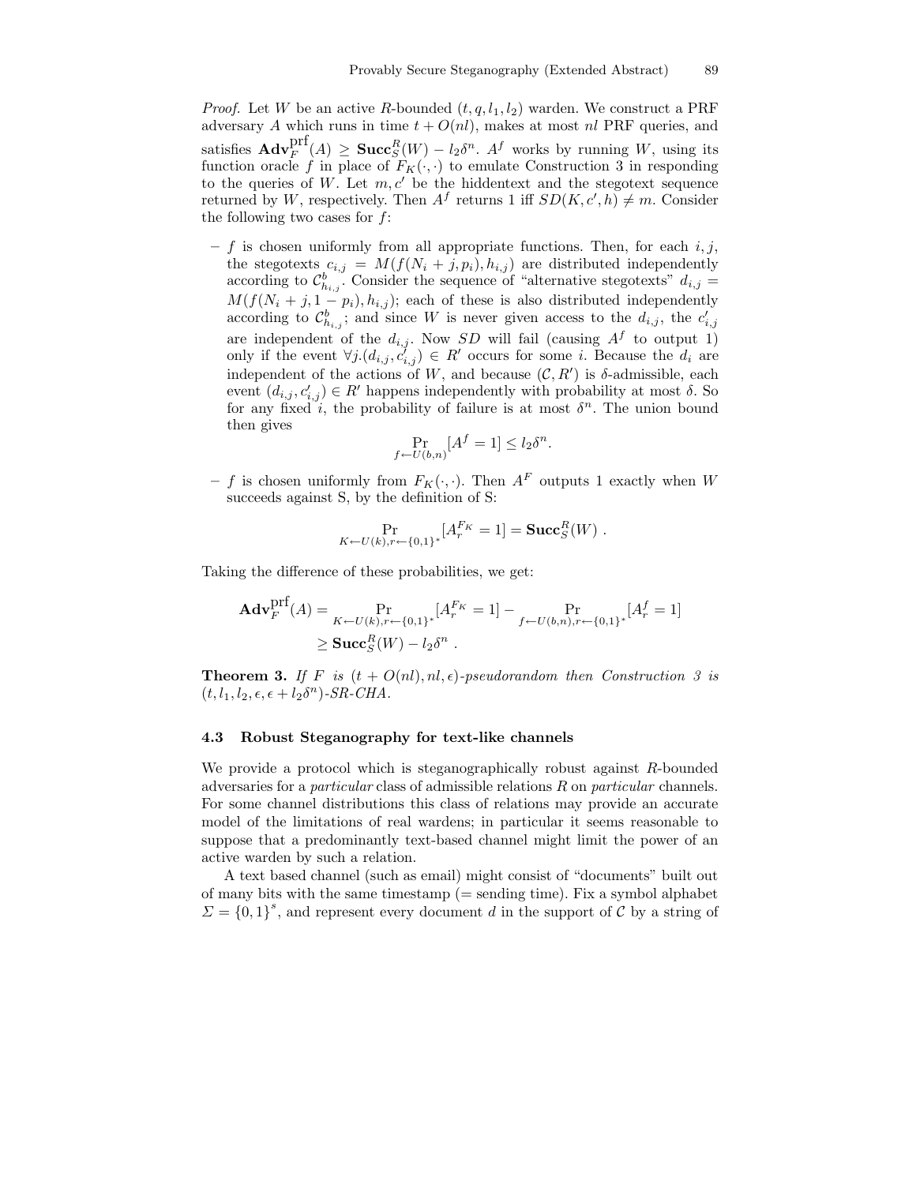*Proof.* Let $W$ be an active $R$-bounded $(t, q, l_1, l_2)$ warden. We construct a PRF adversary $A$ which runs in time $t + O(nl)$, makes at most $nl$ PRF queries, and satisfies $\mathbf{Adv}_F^{\text{prf}}(A) \geq \mathbf{Succ}_S^R(W) - l_2\delta^n$. $A^f$ works by running $W$, using its function oracle $f$ in place of $F_K(\cdot,\cdot)$ to emulate Construction 3 in responding to the queries of $W$. Let $m, c'$ be the hiddentext and the stegotext sequence returned by $W$, respectively. Then $A^f$ returns 1 iff $SD(K, c', h) \neq m$. Consider the following two cases for $f$:

- $f$ is chosen uniformly from all appropriate functions. Then, for each $i, j$, the stegotexts $c_{i,j} = M(f(N_i + j, p_i), h_{i,j})$ are distributed independently according to $\mathcal{C}^b_{h_{i,j}}$. Consider the sequence of "alternative stegotexts" $d_{i,j} = M(f(N_i + j, 1 - p_i), h_{i,j})$; each of these is also distributed independently according to $\mathcal{C}^b_{h_{i,j}}$; and since $W$ is never given access to the $d_{i,j}$, the $c'_{i,j}$ are independent of the $d_{i,j}$. Now $SD$ will fail (causing $A^f$ to output 1) only if the event $\forall j.(d_{i,j}, c'_{i,j}) \in R'$ occurs for some $i$. Because the $d_i$ are independent of the actions of $W$, and because $(\mathcal{C}, R')$ is $\delta$-admissible, each event $(d_{i,j}, c'_{i,j}) \in R'$ happens independently with probability at most $\delta$. So for any fixed $i$, the probability of failure is at most $\delta^n$. The union bound then gives
$$\Pr_{f \leftarrow U(b,n)}[A^f = 1] \leq l_2\delta^n.$$
- $f$ is chosen uniformly from $F_K(\cdot,\cdot)$. Then $A^F$ outputs 1 exactly when $W$ succeeds against S, by the definition of S:
$$\Pr_{K \leftarrow U(k), r \leftarrow \{0,1\}^*}[A_r^{F_K} = 1] = \mathbf{Succ}_S^R(W)\ .$$

Taking the difference of these probabilities, we get:

$$\begin{aligned}
\mathbf{Adv}_F^{\text{prf}}(A) &= \Pr_{K \leftarrow U(k), r \leftarrow \{0,1\}^*}[A_r^{F_K} = 1] - \Pr_{f \leftarrow U(b,n), r \leftarrow \{0,1\}^*}[A_r^f = 1] \\
&\geq \mathbf{Succ}_S^R(W) - l_2\delta^n\ .
\end{aligned}$$

**Theorem 3.** *If $F$ is $(t + O(nl), nl, \epsilon)$-pseudorandom then Construction 3 is $(t, l_1, l_2, \epsilon, \epsilon + l_2\delta^n)$-SR-CHA.*

### 4.3 Robust Steganography for text-like channels

We provide a protocol which is steganographically robust against $R$-bounded adversaries for a *particular* class of admissible relations $R$ on *particular* channels. For some channel distributions this class of relations may provide an accurate model of the limitations of real wardens; in particular it seems reasonable to suppose that a predominantly text-based channel might limit the power of an active warden by such a relation.

A text based channel (such as email) might consist of "documents" built out of many bits with the same timestamp (= sending time). Fix a symbol alphabet $\Sigma = \{0,1\}^s$, and represent every document $d$ in the support of $\mathcal{C}$ by a string of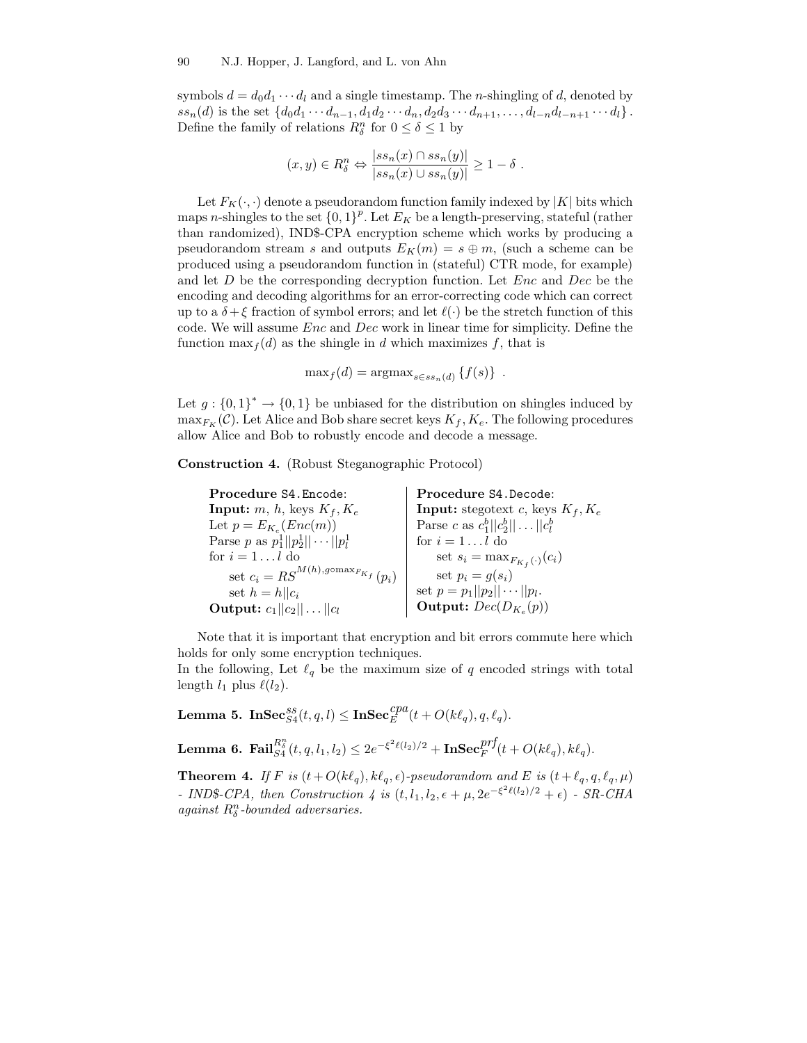symbols $d = d_0 d_1 \cdots d_l$ and a single timestamp. The $n$-shingling of $d$, denoted by $ss_n(d)$ is the set $\{d_0 d_1 \cdots d_{n-1}, d_1 d_2 \cdots d_n, d_2 d_3 \cdots d_{n+1}, \ldots, d_{l-n} d_{l-n+1} \cdots d_l\}$. Define the family of relations $R^n_\delta$ for $0 \leq \delta \leq 1$ by

$$(x, y) \in R^n_\delta \Leftrightarrow \frac{|ss_n(x) \cap ss_n(y)|}{|ss_n(x) \cup ss_n(y)|} \geq 1 - \delta \ .$$

Let $F_K(\cdot, \cdot)$ denote a pseudorandom function family indexed by $|K|$ bits which maps $n$-shingles to the set $\{0,1\}^p$. Let $E_K$ be a length-preserving, stateful (rather than randomized), IND\$-CPA encryption scheme which works by producing a pseudorandom stream $s$ and outputs $E_K(m) = s \oplus m$, (such a scheme can be produced using a pseudorandom function in (stateful) CTR mode, for example) and let $D$ be the corresponding decryption function. Let *Enc* and *Dec* be the encoding and decoding algorithms for an error-correcting code which can correct up to a $\delta + \xi$ fraction of symbol errors; and let $\ell(\cdot)$ be the stretch function of this code. We will assume *Enc* and *Dec* work in linear time for simplicity. Define the function $\max_f(d)$ as the shingle in $d$ which maximizes $f$, that is

$$\max_f(d) = \text{argmax}_{s \in ss_n(d)} \{f(s)\} \ .$$

Let $g : \{0,1\}^* \to \{0,1\}$ be unbiased for the distribution on shingles induced by $\max_{F_K}(\mathcal{C})$. Let Alice and Bob share secret keys $K_f, K_e$. The following procedures allow Alice and Bob to robustly encode and decode a message.

**Construction 4.** (Robust Steganographic Protocol)

| **Procedure** `S4.Encode`: | **Procedure** `S4.Decode`: |
|---|---|
| **Input:** $m$, $h$, keys $K_f, K_e$ | **Input:** stegotext $c$, keys $K_f, K_e$ |
| Let $p = E_{K_e}(Enc(m))$ | Parse $c$ as $c_1^b \vert\vert c_2^b \vert\vert \ldots \vert\vert c_l^b$ |
| Parse $p$ as $p_1^1 \vert\vert p_2^1 \vert\vert \cdots \vert\vert p_l^1$ | for $i = 1 \ldots l$ do |
| for $i = 1 \ldots l$ do | set $s_i = \max_{F_{K_f}(\cdot)}(c_i)$ |
| set $c_i = RS^{M(h), g \circ \max_{F_{K_f}}}(p_i)$ | set $p_i = g(s_i)$ |
| set $h = h \vert\vert c_i$ | set $p = p_1 \vert\vert p_2 \vert\vert \cdots \vert\vert p_l$. |
| **Output:** $c_1 \vert\vert c_2 \vert\vert \ldots \vert\vert c_l$ | **Output:** $Dec(D_{K_e}(p))$ |

Note that it is important that encryption and bit errors commute here which holds for only some encryption techniques.
In the following, Let $\ell_q$ be the maximum size of $q$ encoded strings with total length $l_1$ plus $\ell(l_2)$.

**Lemma 5.** $\mathbf{InSec}^{ss}_{S4}(t, q, l) \leq \mathbf{InSec}^{cpa}_E(t + O(k\ell_q), q, \ell_q)$.

**Lemma 6.** $\mathbf{Fail}^{R^n_\delta}_{S4}(t, q, l_1, l_2) \leq 2e^{-\xi^2 \ell(l_2)/2} + \mathbf{InSec}^{prf}_F(t + O(k\ell_q), k\ell_q)$.

**Theorem 4.** *If $F$ is $(t + O(k\ell_q), k\ell_q, \epsilon)$-pseudorandom and $E$ is $(t + \ell_q, q, \ell_q, \mu)$ - IND\$-CPA, then Construction 4 is $(t, l_1, l_2, \epsilon + \mu, 2e^{-\xi^2 \ell(l_2)/2} + \epsilon)$ - SR-CHA against $R^n_\delta$-bounded adversaries.*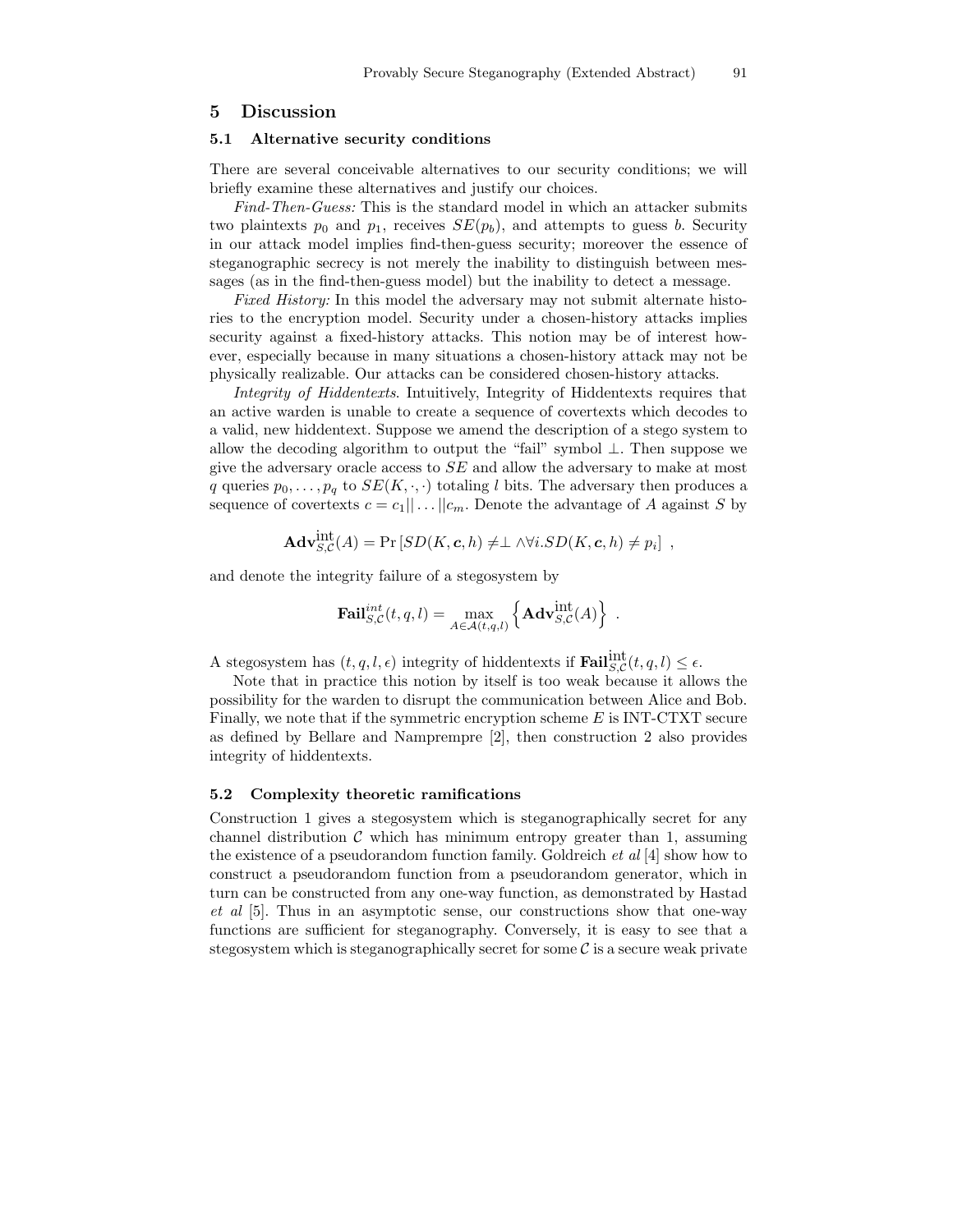## 5 Discussion

### 5.1 Alternative security conditions

There are several conceivable alternatives to our security conditions; we will briefly examine these alternatives and justify our choices.

*Find-Then-Guess:* This is the standard model in which an attacker submits two plaintexts $p_0$ and $p_1$, receives $SE(p_b)$, and attempts to guess $b$. Security in our attack model implies find-then-guess security; moreover the essence of steganographic secrecy is not merely the inability to distinguish between messages (as in the find-then-guess model) but the inability to detect a message.

*Fixed History:* In this model the adversary may not submit alternate histories to the encryption model. Security under a chosen-history attacks implies security against a fixed-history attacks. This notion may be of interest however, especially because in many situations a chosen-history attack may not be physically realizable. Our attacks can be considered chosen-history attacks.

*Integrity of Hiddentexts*. Intuitively, Integrity of Hiddentexts requires that an active warden is unable to create a sequence of covertexts which decodes to a valid, new hiddentext. Suppose we amend the description of a stego system to allow the decoding algorithm to output the "fail" symbol $\perp$. Then suppose we give the adversary oracle access to $SE$ and allow the adversary to make at most $q$ queries $p_0, \ldots, p_q$ to $SE(K, \cdot, \cdot)$ totaling $l$ bits. The adversary then produces a sequence of covertexts $c = c_1 || \ldots || c_m$. Denote the advantage of $A$ against $S$ by

$$\mathbf{Adv}^{\text{int}}_{S,\mathcal{C}}(A) = \Pr\left[SD(K, \boldsymbol{c}, h) \neq \perp \wedge \forall i. SD(K, \boldsymbol{c}, h) \neq p_i\right] ,$$

and denote the integrity failure of a stegosystem by

$$\mathbf{Fail}^{int}_{S,\mathcal{C}}(t, q, l) = \max_{A \in \mathcal{A}(t,q,l)} \left\{ \mathbf{Adv}^{\text{int}}_{S,\mathcal{C}}(A) \right\} .$$

A stegosystem has $(t, q, l, \epsilon)$ integrity of hiddentexts if $\mathbf{Fail}^{\text{int}}_{S,\mathcal{C}}(t, q, l) \leq \epsilon$.

Note that in practice this notion by itself is too weak because it allows the possibility for the warden to disrupt the communication between Alice and Bob. Finally, we note that if the symmetric encryption scheme $E$ is INT-CTXT secure as defined by Bellare and Namprempre [2], then construction 2 also provides integrity of hiddentexts.

### 5.2 Complexity theoretic ramifications

Construction 1 gives a stegosystem which is steganographically secret for any channel distribution $\mathcal{C}$ which has minimum entropy greater than 1, assuming the existence of a pseudorandom function family. Goldreich *et al* [4] show how to construct a pseudorandom function from a pseudorandom generator, which in turn can be constructed from any one-way function, as demonstrated by Hastad *et al* [5]. Thus in an asymptotic sense, our constructions show that one-way functions are sufficient for steganography. Conversely, it is easy to see that a stegosystem which is steganographically secret for some $\mathcal{C}$ is a secure weak private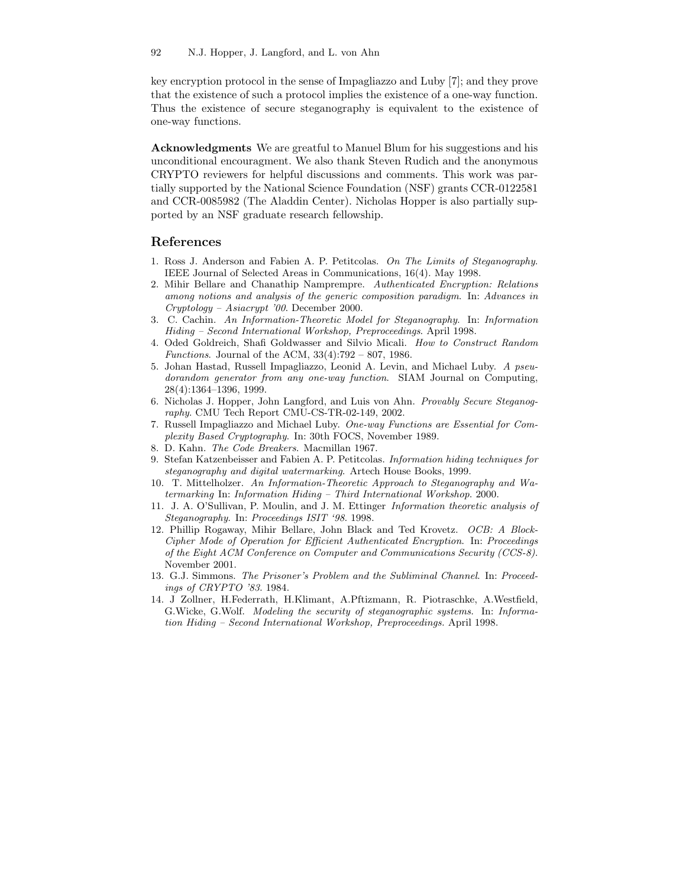key encryption protocol in the sense of Impagliazzo and Luby [7]; and they prove that the existence of such a protocol implies the existence of a one-way function. Thus the existence of secure steganography is equivalent to the existence of one-way functions.

**Acknowledgments** We are greatful to Manuel Blum for his suggestions and his unconditional encouragment. We also thank Steven Rudich and the anonymous CRYPTO reviewers for helpful discussions and comments. This work was partially supported by the National Science Foundation (NSF) grants CCR-0122581 and CCR-0085982 (The Aladdin Center). Nicholas Hopper is also partially supported by an NSF graduate research fellowship.

## References

1. Ross J. Anderson and Fabien A. P. Petitcolas. *On The Limits of Steganography.* IEEE Journal of Selected Areas in Communications, 16(4). May 1998.
2. Mihir Bellare and Chanathip Namprempre. *Authenticated Encryption: Relations among notions and analysis of the generic composition paradigm.* In: *Advances in Cryptology – Asiacrypt '00.* December 2000.
3. C. Cachin. *An Information-Theoretic Model for Steganography.* In: *Information Hiding – Second International Workshop, Preproceedings.* April 1998.
4. Oded Goldreich, Shafi Goldwasser and Silvio Micali. *How to Construct Random Functions.* Journal of the ACM, 33(4):792 – 807, 1986.
5. Johan Hastad, Russell Impagliazzo, Leonid A. Levin, and Michael Luby. *A pseudorandom generator from any one-way function.* SIAM Journal on Computing, 28(4):1364–1396, 1999.
6. Nicholas J. Hopper, John Langford, and Luis von Ahn. *Provably Secure Steganography.* CMU Tech Report CMU-CS-TR-02-149, 2002.
7. Russell Impagliazzo and Michael Luby. *One-way Functions are Essential for Complexity Based Cryptography.* In: 30th FOCS, November 1989.
8. D. Kahn. *The Code Breakers.* Macmillan 1967.
9. Stefan Katzenbeisser and Fabien A. P. Petitcolas. *Information hiding techniques for steganography and digital watermarking.* Artech House Books, 1999.
10. T. Mittelholzer. *An Information-Theoretic Approach to Steganography and Watermarking* In: *Information Hiding – Third International Workshop.* 2000.
11. J. A. O'Sullivan, P. Moulin, and J. M. Ettinger *Information theoretic analysis of Steganography.* In: *Proceedings ISIT '98.* 1998.
12. Phillip Rogaway, Mihir Bellare, John Black and Ted Krovetz. *OCB: A Block-Cipher Mode of Operation for Efficient Authenticated Encryption.* In: *Proceedings of the Eight ACM Conference on Computer and Communications Security (CCS-8).* November 2001.
13. G.J. Simmons. *The Prisoner's Problem and the Subliminal Channel.* In: *Proceedings of CRYPTO '83.* 1984.
14. J Zollner, H.Federrath, H.Klimant, A.Pftizmann, R. Piotraschke, A.Westfield, G.Wicke, G.Wolf. *Modeling the security of steganographic systems.* In: *Information Hiding – Second International Workshop, Preproceedings.* April 1998.